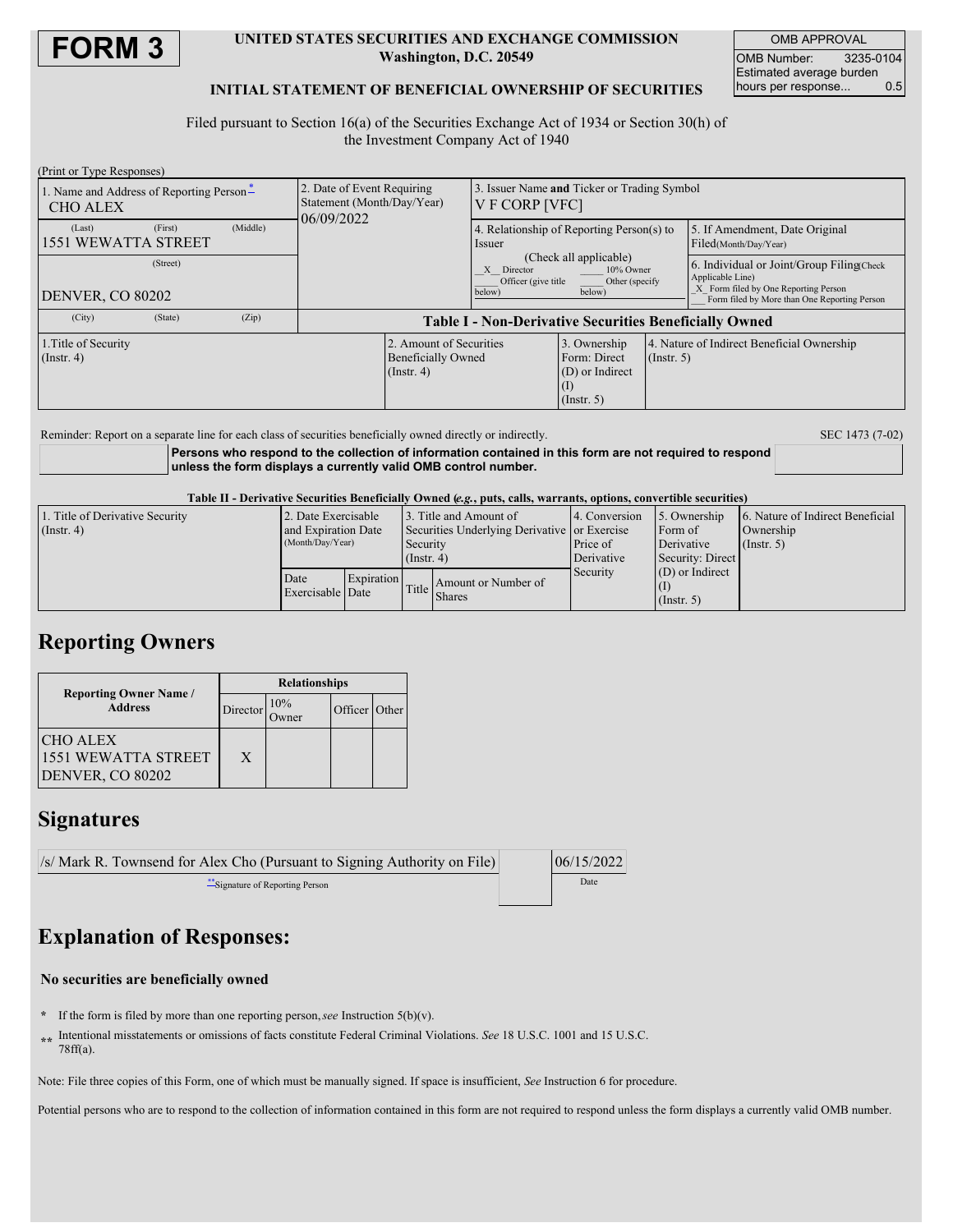# FORM 3

**UNITED STATES SECURITIES AND EXCHANGE COMMISSION**
**Washington, D.C. 20549**

**INITIAL STATEMENT OF BENEFICIAL OWNERSHIP OF SECURITIES**

| OMB APPROVAL | |
|---|---|
| OMB Number: | 3235-0104 |
| Estimated average burden hours per response... | 0.5 |

Filed pursuant to Section 16(a) of the Securities Exchange Act of 1934 or Section 30(h) of the Investment Company Act of 1940

(Print or Type Responses)

| 1. Name and Address of Reporting Person* | 2. Date of Event Requiring Statement (Month/Day/Year) | 3. Issuer Name **and** Ticker or Trading Symbol |
|---|---|---|
| CHO ALEX | 06/09/2022 | V F CORP [VFC] |
| (Last) (First) (Middle) 1551 WEWATTA STREET | | 4. Relationship of Reporting Person(s) to Issuer (Check all applicable) _X_ Director ___ 10% Owner ___ Officer (give title below) ___ Other (specify below) |
| (Street) DENVER, CO 80202 | | 5. If Amendment, Date Original Filed(Month/Day/Year) |
| (City) (State) (Zip) | | 6. Individual or Joint/Group Filing(Check Applicable Line) _X_ Form filed by One Reporting Person ___ Form filed by More than One Reporting Person |

**Table I - Non-Derivative Securities Beneficially Owned**

| 1.Title of Security (Instr. 4) | 2. Amount of Securities Beneficially Owned (Instr. 4) | 3. Ownership Form: Direct (D) or Indirect (I) (Instr. 5) | 4. Nature of Indirect Beneficial Ownership (Instr. 5) |
|---|---|---|---|

Reminder: Report on a separate line for each class of securities beneficially owned directly or indirectly.

SEC 1473 (7-02)

**Persons who respond to the collection of information contained in this form are not required to respond unless the form displays a currently valid OMB control number.**

**Table II - Derivative Securities Beneficially Owned (*e.g.*, puts, calls, warrants, options, convertible securities)**

| 1. Title of Derivative Security (Instr. 4) | 2. Date Exercisable and Expiration Date (Month/Day/Year) | | 3. Title and Amount of Securities Underlying Derivative Security (Instr. 4) | | 4. Conversion or Exercise Price of Derivative Security | 5. Ownership Form of Derivative Security: Direct (D) or Indirect (I) (Instr. 5) | 6. Nature of Indirect Beneficial Ownership (Instr. 5) |
|---|---|---|---|---|---|---|---|
| | Date Exercisable | Expiration Date | Title | Amount or Number of Shares | | | |

## Reporting Owners

| Reporting Owner Name / Address | Relationships | | | |
|---|---|---|---|---|
| | Director | 10% Owner | Officer | Other |
| CHO ALEX 1551 WEWATTA STREET DENVER, CO 80202 | X | | | |

## Signatures

| /s/ Mark R. Townsend for Alex Cho (Pursuant to Signing Authority on File) | 06/15/2022 |
|---|---|
| **Signature of Reporting Person | Date |

## Explanation of Responses:

**No securities are beneficially owned**

\* If the form is filed by more than one reporting person, *see* Instruction 5(b)(v).

\*\* Intentional misstatements or omissions of facts constitute Federal Criminal Violations. *See* 18 U.S.C. 1001 and 15 U.S.C. 78ff(a).

Note: File three copies of this Form, one of which must be manually signed. If space is insufficient, *See* Instruction 6 for procedure.

Potential persons who are to respond to the collection of information contained in this form are not required to respond unless the form displays a currently valid OMB number.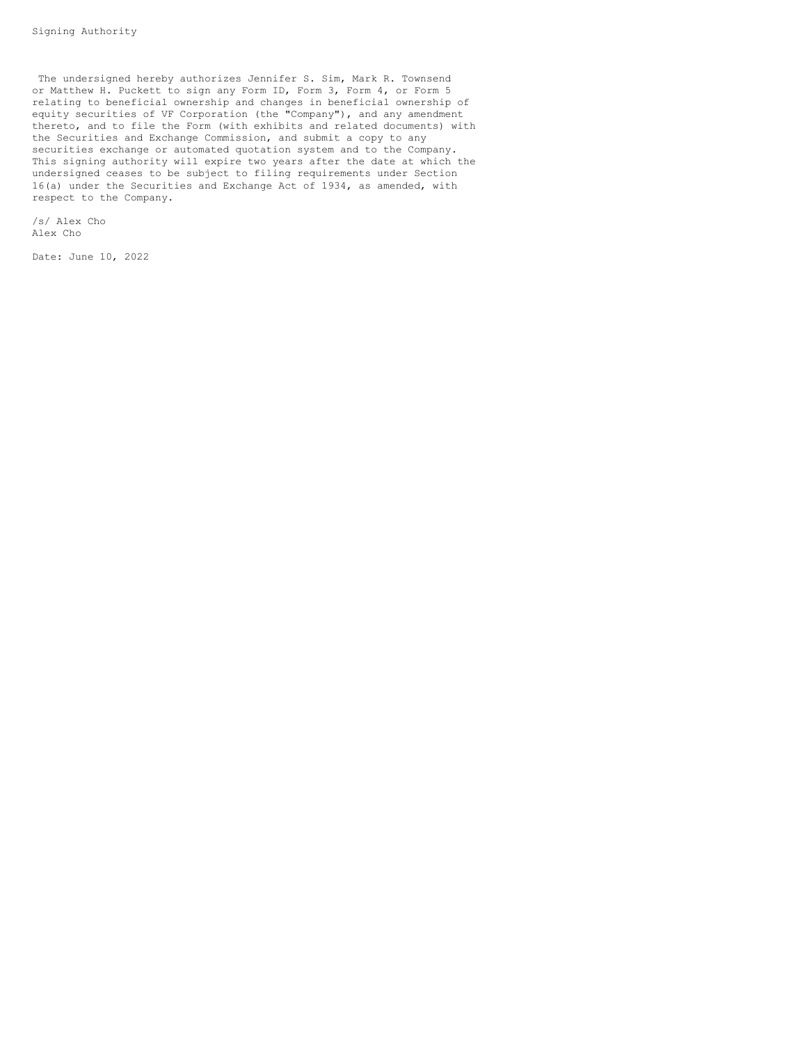Signing Authority

The undersigned hereby authorizes Jennifer S. Sim, Mark R. Townsend or Matthew H. Puckett to sign any Form ID, Form 3, Form 4, or Form 5 relating to beneficial ownership and changes in beneficial ownership of equity securities of VF Corporation (the "Company"), and any amendment thereto, and to file the Form (with exhibits and related documents) with the Securities and Exchange Commission, and submit a copy to any securities exchange or automated quotation system and to the Company. This signing authority will expire two years after the date at which the undersigned ceases to be subject to filing requirements under Section 16(a) under the Securities and Exchange Act of 1934, as amended, with respect to the Company.

/s/ Alex Cho
Alex Cho

Date: June 10, 2022